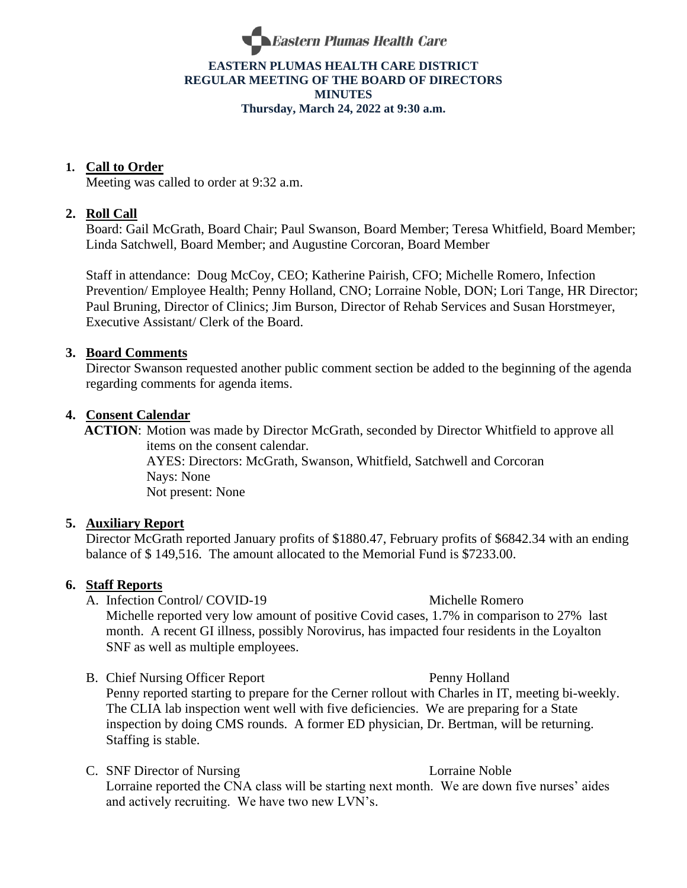Eastern Plumas Health Care

# EASTERN PLUMAS HEALTH CARE DISTRICT
## REGULAR MEETING OF THE BOARD OF DIRECTORS
## MINUTES
**Thursday, March 24, 2022 at 9:30 a.m.**

1. **Call to Order**

   Meeting was called to order at 9:32 a.m.

2. **Roll Call**

   Board: Gail McGrath, Board Chair; Paul Swanson, Board Member; Teresa Whitfield, Board Member; Linda Satchwell, Board Member; and Augustine Corcoran, Board Member

   Staff in attendance: Doug McCoy, CEO; Katherine Pairish, CFO; Michelle Romero, Infection Prevention/ Employee Health; Penny Holland, CNO; Lorraine Noble, DON; Lori Tange, HR Director; Paul Bruning, Director of Clinics; Jim Burson, Director of Rehab Services and Susan Horstmeyer, Executive Assistant/ Clerk of the Board.

3. **Board Comments**

   Director Swanson requested another public comment section be added to the beginning of the agenda regarding comments for agenda items.

4. **Consent Calendar**

   **ACTION**: Motion was made by Director McGrath, seconded by Director Whitfield to approve all items on the consent calendar.
   AYES: Directors: McGrath, Swanson, Whitfield, Satchwell and Corcoran
   Nays: None
   Not present: None

5. **Auxiliary Report**

   Director McGrath reported January profits of $1880.47, February profits of $6842.34 with an ending balance of $ 149,516. The amount allocated to the Memorial Fund is $7233.00.

6. **Staff Reports**

   A. Infection Control/ COVID-19 — Michelle Romero

   Michelle reported very low amount of positive Covid cases, 1.7% in comparison to 27% last month. A recent GI illness, possibly Norovirus, has impacted four residents in the Loyalton SNF as well as multiple employees.

   B. Chief Nursing Officer Report — Penny Holland

   Penny reported starting to prepare for the Cerner rollout with Charles in IT, meeting bi-weekly. The CLIA lab inspection went well with five deficiencies. We are preparing for a State inspection by doing CMS rounds. A former ED physician, Dr. Bertman, will be returning. Staffing is stable.

   C. SNF Director of Nursing — Lorraine Noble

   Lorraine reported the CNA class will be starting next month. We are down five nurses' aides and actively recruiting. We have two new LVN's.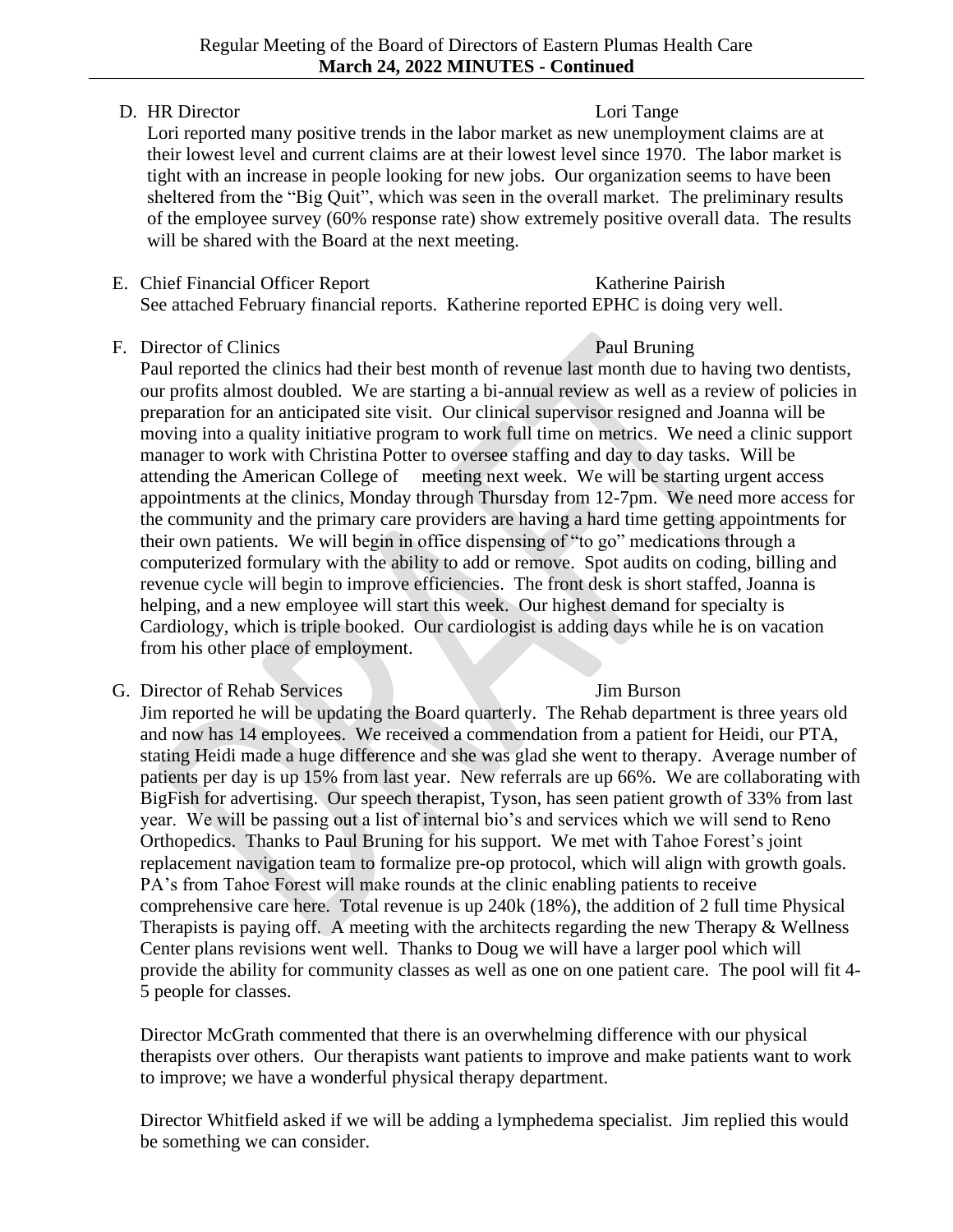D. HR Director                                                    Lori Tange

Lori reported many positive trends in the labor market as new unemployment claims are at their lowest level and current claims are at their lowest level since 1970. The labor market is tight with an increase in people looking for new jobs. Our organization seems to have been sheltered from the "Big Quit", which was seen in the overall market. The preliminary results of the employee survey (60% response rate) show extremely positive overall data. The results will be shared with the Board at the next meeting.

E. Chief Financial Officer Report                                    Katherine Pairish

See attached February financial reports. Katherine reported EPHC is doing very well.

F. Director of Clinics                                               Paul Bruning

Paul reported the clinics had their best month of revenue last month due to having two dentists, our profits almost doubled. We are starting a bi-annual review as well as a review of policies in preparation for an anticipated site visit. Our clinical supervisor resigned and Joanna will be moving into a quality initiative program to work full time on metrics. We need a clinic support manager to work with Christina Potter to oversee staffing and day to day tasks. Will be attending the American College of     meeting next week. We will be starting urgent access appointments at the clinics, Monday through Thursday from 12-7pm. We need more access for the community and the primary care providers are having a hard time getting appointments for their own patients. We will begin in office dispensing of "to go" medications through a computerized formulary with the ability to add or remove. Spot audits on coding, billing and revenue cycle will begin to improve efficiencies. The front desk is short staffed, Joanna is helping, and a new employee will start this week. Our highest demand for specialty is Cardiology, which is triple booked. Our cardiologist is adding days while he is on vacation from his other place of employment.

G. Director of Rehab Services                                        Jim Burson

Jim reported he will be updating the Board quarterly. The Rehab department is three years old and now has 14 employees. We received a commendation from a patient for Heidi, our PTA, stating Heidi made a huge difference and she was glad she went to therapy. Average number of patients per day is up 15% from last year. New referrals are up 66%. We are collaborating with BigFish for advertising. Our speech therapist, Tyson, has seen patient growth of 33% from last year. We will be passing out a list of internal bio's and services which we will send to Reno Orthopedics. Thanks to Paul Bruning for his support. We met with Tahoe Forest's joint replacement navigation team to formalize pre-op protocol, which will align with growth goals. PA's from Tahoe Forest will make rounds at the clinic enabling patients to receive comprehensive care here. Total revenue is up 240k (18%), the addition of 2 full time Physical Therapists is paying off. A meeting with the architects regarding the new Therapy & Wellness Center plans revisions went well. Thanks to Doug we will have a larger pool which will provide the ability for community classes as well as one on one patient care. The pool will fit 4-5 people for classes.

Director McGrath commented that there is an overwhelming difference with our physical therapists over others. Our therapists want patients to improve and make patients want to work to improve; we have a wonderful physical therapy department.

Director Whitfield asked if we will be adding a lymphedema specialist. Jim replied this would be something we can consider.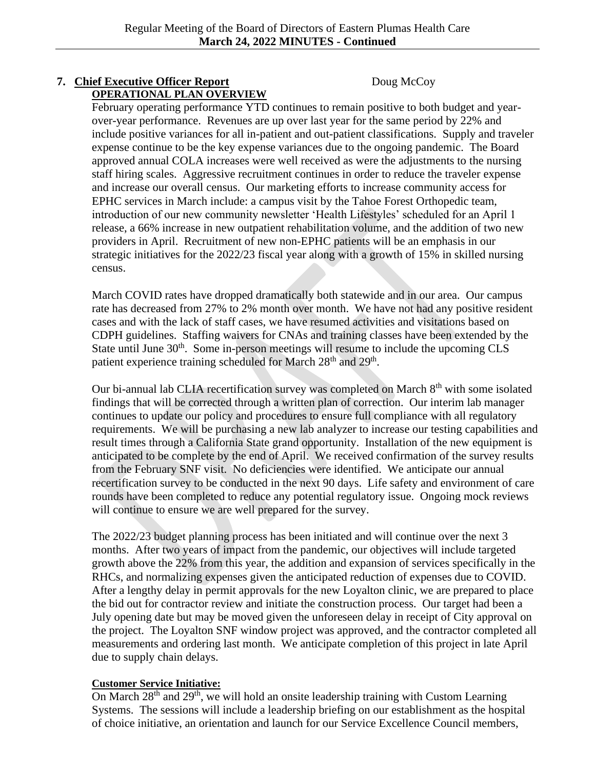## 7. Chief Executive Officer Report — Doug McCoy

**OPERATIONAL PLAN OVERVIEW**

February operating performance YTD continues to remain positive to both budget and year-over-year performance. Revenues are up over last year for the same period by 22% and include positive variances for all in-patient and out-patient classifications. Supply and traveler expense continue to be the key expense variances due to the ongoing pandemic. The Board approved annual COLA increases were well received as were the adjustments to the nursing staff hiring scales. Aggressive recruitment continues in order to reduce the traveler expense and increase our overall census. Our marketing efforts to increase community access for EPHC services in March include: a campus visit by the Tahoe Forest Orthopedic team, introduction of our new community newsletter 'Health Lifestyles' scheduled for an April 1 release, a 66% increase in new outpatient rehabilitation volume, and the addition of two new providers in April. Recruitment of new non-EPHC patients will be an emphasis in our strategic initiatives for the 2022/23 fiscal year along with a growth of 15% in skilled nursing census.

March COVID rates have dropped dramatically both statewide and in our area. Our campus rate has decreased from 27% to 2% month over month. We have not had any positive resident cases and with the lack of staff cases, we have resumed activities and visitations based on CDPH guidelines. Staffing waivers for CNAs and training classes have been extended by the State until June 30th. Some in-person meetings will resume to include the upcoming CLS patient experience training scheduled for March 28th and 29th.

Our bi-annual lab CLIA recertification survey was completed on March 8th with some isolated findings that will be corrected through a written plan of correction. Our interim lab manager continues to update our policy and procedures to ensure full compliance with all regulatory requirements. We will be purchasing a new lab analyzer to increase our testing capabilities and result times through a California State grand opportunity. Installation of the new equipment is anticipated to be complete by the end of April. We received confirmation of the survey results from the February SNF visit. No deficiencies were identified. We anticipate our annual recertification survey to be conducted in the next 90 days. Life safety and environment of care rounds have been completed to reduce any potential regulatory issue. Ongoing mock reviews will continue to ensure we are well prepared for the survey.

The 2022/23 budget planning process has been initiated and will continue over the next 3 months. After two years of impact from the pandemic, our objectives will include targeted growth above the 22% from this year, the addition and expansion of services specifically in the RHCs, and normalizing expenses given the anticipated reduction of expenses due to COVID. After a lengthy delay in permit approvals for the new Loyalton clinic, we are prepared to place the bid out for contractor review and initiate the construction process. Our target had been a July opening date but may be moved given the unforeseen delay in receipt of City approval on the project. The Loyalton SNF window project was approved, and the contractor completed all measurements and ordering last month. We anticipate completion of this project in late April due to supply chain delays.

**Customer Service Initiative:**

On March 28th and 29th, we will hold an onsite leadership training with Custom Learning Systems. The sessions will include a leadership briefing on our establishment as the hospital of choice initiative, an orientation and launch for our Service Excellence Council members,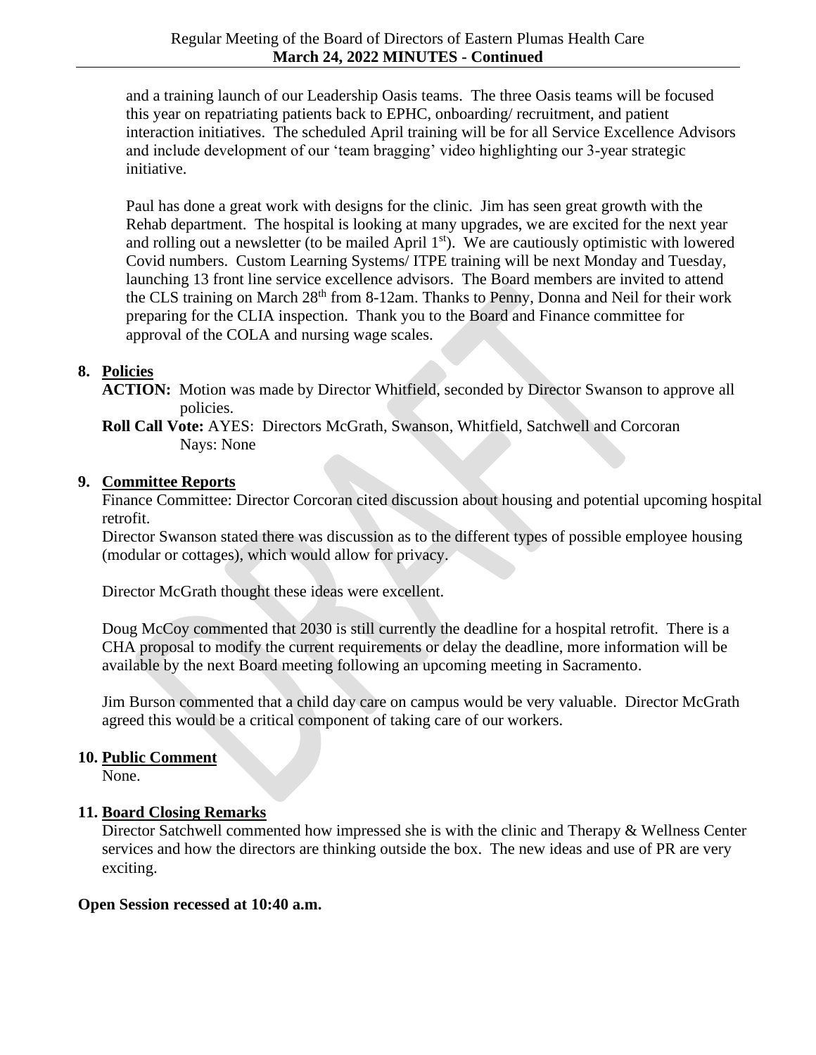and a training launch of our Leadership Oasis teams. The three Oasis teams will be focused this year on repatriating patients back to EPHC, onboarding/ recruitment, and patient interaction initiatives. The scheduled April training will be for all Service Excellence Advisors and include development of our 'team bragging' video highlighting our 3-year strategic initiative.

Paul has done a great work with designs for the clinic. Jim has seen great growth with the Rehab department. The hospital is looking at many upgrades, we are excited for the next year and rolling out a newsletter (to be mailed April 1st). We are cautiously optimistic with lowered Covid numbers. Custom Learning Systems/ ITPE training will be next Monday and Tuesday, launching 13 front line service excellence advisors. The Board members are invited to attend the CLS training on March 28th from 8-12am. Thanks to Penny, Donna and Neil for their work preparing for the CLIA inspection. Thank you to the Board and Finance committee for approval of the COLA and nursing wage scales.

**8. Policies**

**ACTION:** Motion was made by Director Whitfield, seconded by Director Swanson to approve all policies.

**Roll Call Vote:** AYES: Directors McGrath, Swanson, Whitfield, Satchwell and Corcoran
Nays: None

**9. Committee Reports**

Finance Committee: Director Corcoran cited discussion about housing and potential upcoming hospital retrofit.

Director Swanson stated there was discussion as to the different types of possible employee housing (modular or cottages), which would allow for privacy.

Director McGrath thought these ideas were excellent.

Doug McCoy commented that 2030 is still currently the deadline for a hospital retrofit. There is a CHA proposal to modify the current requirements or delay the deadline, more information will be available by the next Board meeting following an upcoming meeting in Sacramento.

Jim Burson commented that a child day care on campus would be very valuable. Director McGrath agreed this would be a critical component of taking care of our workers.

**10. Public Comment**

None.

**11. Board Closing Remarks**

Director Satchwell commented how impressed she is with the clinic and Therapy & Wellness Center services and how the directors are thinking outside the box. The new ideas and use of PR are very exciting.

**Open Session recessed at 10:40 a.m.**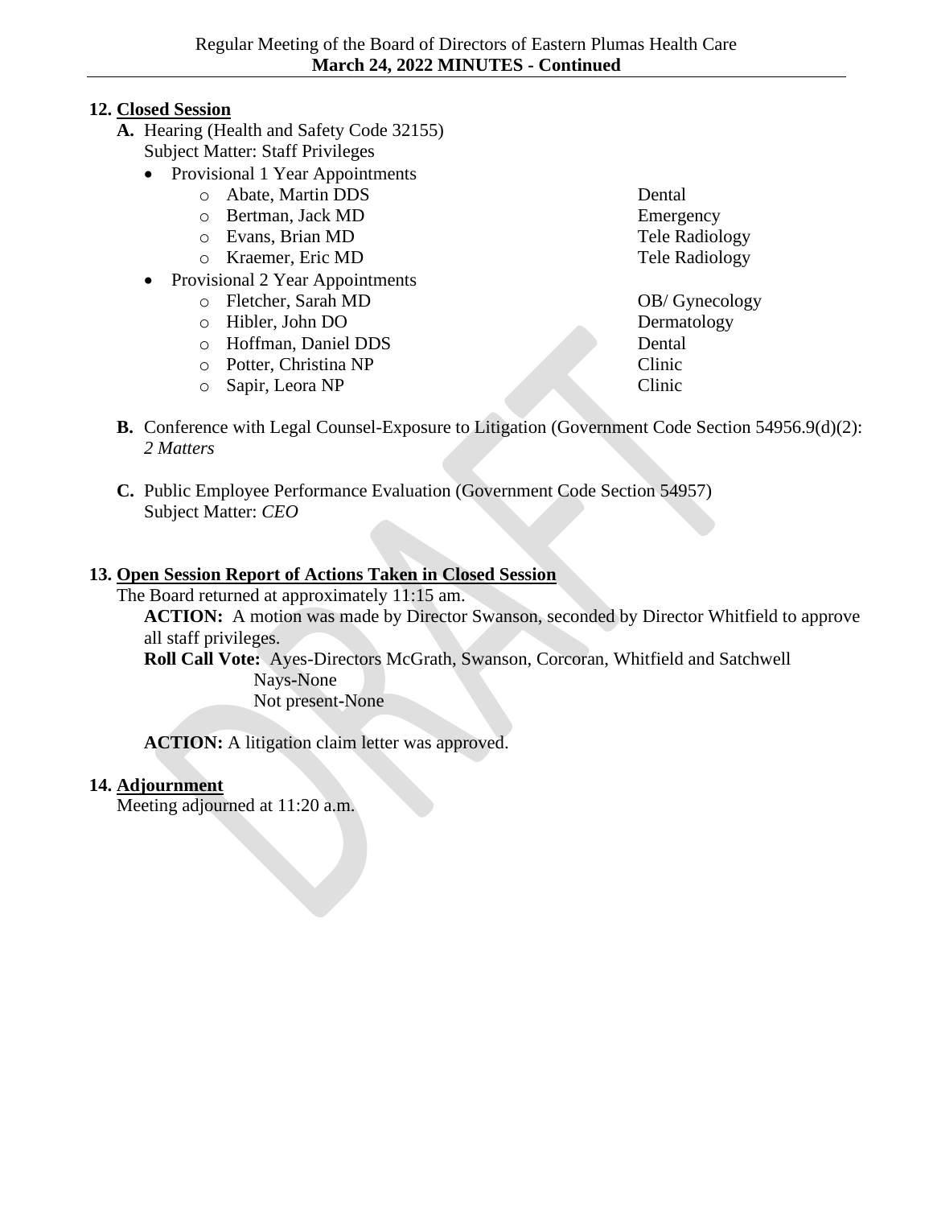## 12. <u>Closed Session</u>

**A.** Hearing (Health and Safety Code 32155)
Subject Matter: Staff Privileges

- Provisional 1 Year Appointments
  - Abate, Martin DDS — Dental
  - Bertman, Jack MD — Emergency
  - Evans, Brian MD — Tele Radiology
  - Kraemer, Eric MD — Tele Radiology
- Provisional 2 Year Appointments
  - Fletcher, Sarah MD — OB/ Gynecology
  - Hibler, John DO — Dermatology
  - Hoffman, Daniel DDS — Dental
  - Potter, Christina NP — Clinic
  - Sapir, Leora NP — Clinic

**B.** Conference with Legal Counsel-Exposure to Litigation (Government Code Section 54956.9(d)(2): *2 Matters*

**C.** Public Employee Performance Evaluation (Government Code Section 54957)
Subject Matter: *CEO*

## 13. <u>Open Session Report of Actions Taken in Closed Session</u>

The Board returned at approximately 11:15 am.

**ACTION:** A motion was made by Director Swanson, seconded by Director Whitfield to approve all staff privileges.

**Roll Call Vote:** Ayes-Directors McGrath, Swanson, Corcoran, Whitfield and Satchwell
Nays-None
Not present-None

**ACTION:** A litigation claim letter was approved.

## 14. <u>Adjournment</u>

Meeting adjourned at 11:20 a.m.